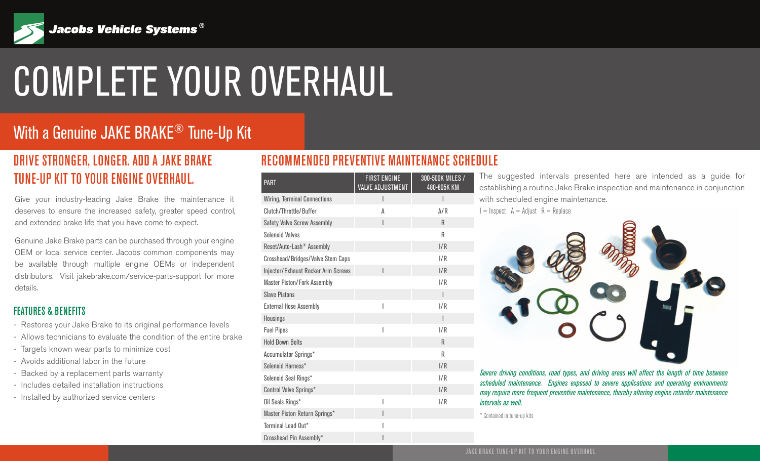Jacobs Vehicle Systems®

# COMPLETE YOUR OVERHAUL

## With a Genuine JAKE BRAKE® Tune-Up Kit

## DRIVE STRONGER, LONGER. ADD A JAKE BRAKE TUNE-UP KIT TO YOUR ENGINE OVERHAUL.

Give your industry-leading Jake Brake the maintenance it deserves to ensure the increased safety, greater speed control, and extended brake life that you have come to expect.

Genuine Jake Brake parts can be purchased through your engine OEM or local service center. Jacobs common components may be available through multiple engine OEMs or independent distributors. Visit jakebrake.com/service-parts-support for more details.

### FEATURES & BENEFITS

- Restores your Jake Brake to its original performance levels
- Allows technicians to evaluate the condition of the entire brake
- Targets known wear parts to minimize cost
- Avoids additional labor in the future
- Backed by a replacement parts warranty
- Includes detailed installation instructions
- Installed by authorized service centers

## RECOMMENDED PREVENTIVE MAINTENANCE SCHEDULE

| PART | FIRST ENGINE VALVE ADJUSTMENT | 300-500K MILES / 480-805K KM |
|---|---|---|
| Wiring, Terminal Connections | I | I |
| Clutch/Throttle/Buffer | A | A/R |
| Safety Valve Screw Assembly | I | R |
| Solenoid Valves | | R |
| Reset/Auto-Lash® Assembly | | I/R |
| Crosshead/Bridges/Valve Stem Caps | | I/R |
| Injector/Exhaust Rocker Arm Screws | I | I/R |
| Master Piston/Fork Assembly | | I/R |
| Slave Pistons | | I |
| External Hose Assembly | I | I/R |
| Housings | | I |
| Fuel Pipes | I | I/R |
| Hold Down Bolts | | R |
| Accumulator Springs* | | R |
| Solenoid Harness* | | I/R |
| Solenoid Seal Rings* | | I/R |
| Control Valve Springs* | | I/R |
| Oil Seals Rings* | I | I/R |
| Master Piston Return Springs* | I | |
| Terminal Lead Out* | I | |
| Crosshead Pin Assembly* | I | |

The suggested intervals presented here are intended as a guide for establishing a routine Jake Brake inspection and maintenance in conjunction with scheduled engine maintenance.

I = Inspect A = Adjust R = Replace

*Severe driving conditions, road types, and driving areas will affect the length of time between scheduled maintenance. Engines exposed to severe applications and operating environments may require more frequent preventive maintenance, thereby altering engine retarder maintenance intervals as well.*

\* Contained in tune-up kits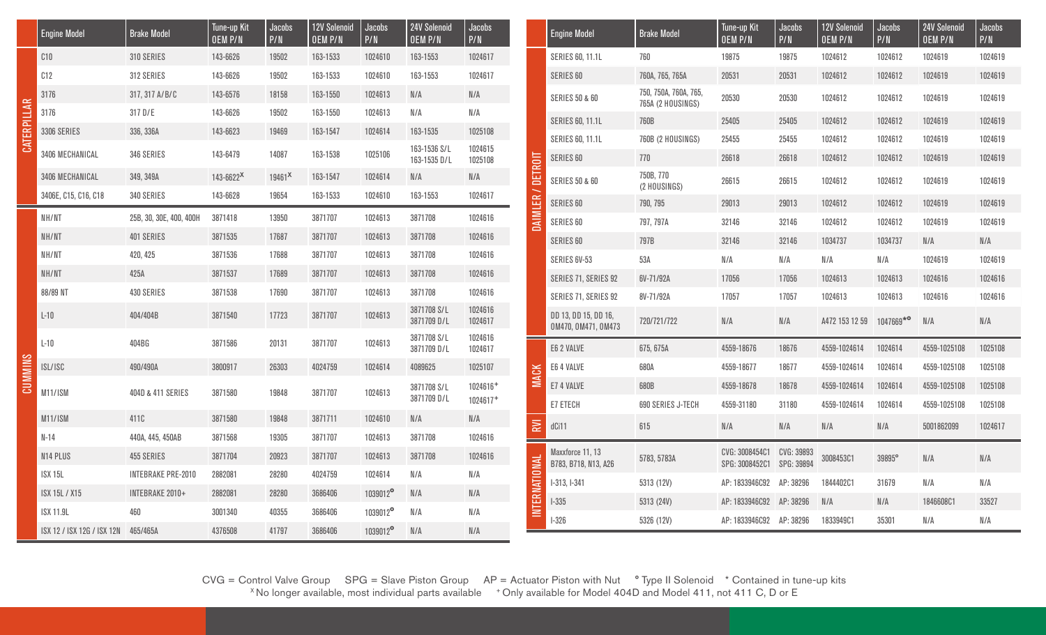| | Engine Model | Brake Model | Tune-up Kit OEM P/N | Jacobs P/N | 12V Solenoid OEM P/N | Jacobs P/N | 24V Solenoid OEM P/N | Jacobs P/N |
|---|---|---|---|---|---|---|---|---|
| CATERPILLAR | C10 | 310 SERIES | 143-6626 | 19502 | 163-1533 | 1024610 | 163-1553 | 1024617 |
| | C12 | 312 SERIES | 143-6626 | 19502 | 163-1533 | 1024610 | 163-1553 | 1024617 |
| | 3176 | 317, 317 A/B/C | 143-6576 | 18158 | 163-1550 | 1024613 | N/A | N/A |
| | 3176 | 317 D/E | 143-6626 | 19502 | 163-1550 | 1024613 | N/A | N/A |
| | 3306 SERIES | 336, 336A | 143-6623 | 19469 | 163-1547 | 1024614 | 163-1535 | 1025108 |
| | 3406 MECHANICAL | 346 SERIES | 143-6479 | 14087 | 163-1538 | 1025106 | 163-1536 S/L 163-1535 D/L | 1024615 1025108 |
| | 3406 MECHANICAL | 349, 349A | 143-6622[x] | 19461[x] | 163-1547 | 1024614 | N/A | N/A |
| | 3406E, C15, C16, C18 | 340 SERIES | 143-6628 | 19654 | 163-1533 | 1024610 | 163-1553 | 1024617 |
| CUMMINS | NH/NT | 25B, 30, 30E, 400, 400H | 3871418 | 13950 | 3871707 | 1024613 | 3871708 | 1024616 |
| | NH/NT | 401 SERIES | 3871535 | 17687 | 3871707 | 1024613 | 3871708 | 1024616 |
| | NH/NT | 420, 425 | 3871536 | 17688 | 3871707 | 1024613 | 3871708 | 1024616 |
| | NH/NT | 425A | 3871537 | 17689 | 3871707 | 1024613 | 3871708 | 1024616 |
| | 88/89 NT | 430 SERIES | 3871538 | 17690 | 3871707 | 1024613 | 3871708 | 1024616 |
| | L-10 | 404/404B | 3871540 | 17723 | 3871707 | 1024613 | 3871708 S/L 3871709 D/L | 1024616 1024617 |
| | L-10 | 404BG | 3871586 | 20131 | 3871707 | 1024613 | 3871708 S/L 3871709 D/L | 1024616 1024617 |
| | ISL/ISC | 490/490A | 3800917 | 26303 | 4024759 | 1024614 | 4089625 | 1025107 |
| | M11/ISM | 404D & 411 SERIES | 3871580 | 19848 | 3871707 | 1024613 | 3871708 S/L 3871709 D/L | 1024616+ 1024617+ |
| | M11/ISM | 411C | 3871580 | 19848 | 3871711 | 1024610 | N/A | N/A |
| | N-14 | 440A, 445, 450AB | 3871568 | 19305 | 3871707 | 1024613 | 3871708 | 1024616 |
| | N14 PLUS | 455 SERIES | 3871704 | 20923 | 3871707 | 1024613 | 3871708 | 1024616 |
| | ISX 15L | INTEBRAKE PRE-2010 | 2882081 | 28280 | 4024759 | 1024614 | N/A | N/A |
| | ISX 15L / X15 | INTEBRAKE 2010+ | 2882081 | 28280 | 3686406 | 1039012° | N/A | N/A |
| | ISX 11.9L | 460 | 3001340 | 40355 | 3686406 | 1039012° | N/A | N/A |
| | ISX 12 / ISX 12G / ISX 12N | 465/465A | 4376508 | 41797 | 3686406 | 1039012° | N/A | N/A |

| | Engine Model | Brake Model | Tune-up Kit OEM P/N | Jacobs P/N | 12V Solenoid OEM P/N | Jacobs P/N | 24V Solenoid OEM P/N | Jacobs P/N |
|---|---|---|---|---|---|---|---|---|
| DAIMLER / DETROIT | SERIES 60, 11.1L | 760 | 19875 | 19875 | 1024612 | 1024612 | 1024619 | 1024619 |
| | SERIES 60 | 760A, 765, 765A | 20531 | 20531 | 1024612 | 1024612 | 1024619 | 1024619 |
| | SERIES 50 & 60 | 750, 750A, 760A, 765, 765A (2 HOUSINGS) | 20530 | 20530 | 1024612 | 1024612 | 1024619 | 1024619 |
| | SERIES 60, 11.1L | 760B | 25405 | 25405 | 1024612 | 1024612 | 1024619 | 1024619 |
| | SERIES 60, 11.1L | 760B (2 HOUSINGS) | 25455 | 25455 | 1024612 | 1024612 | 1024619 | 1024619 |
| | SERIES 60 | 770 | 26618 | 26618 | 1024612 | 1024612 | 1024619 | 1024619 |
| | SERIES 50 & 60 | 750B, 770 (2 HOUSINGS) | 26615 | 26615 | 1024612 | 1024612 | 1024619 | 1024619 |
| | SERIES 60 | 790, 795 | 29013 | 29013 | 1024612 | 1024612 | 1024619 | 1024619 |
| | SERIES 60 | 797, 797A | 32146 | 32146 | 1024612 | 1024612 | 1024619 | 1024619 |
| | SERIES 60 | 797B | 32146 | 32146 | 1034737 | 1034737 | N/A | N/A |
| | SERIES 6V-53 | 53A | N/A | N/A | N/A | N/A | 1024619 | 1024619 |
| | SERIES 71, SERIES 92 | 6V-71/92A | 17056 | 17056 | 1024613 | 1024613 | 1024616 | 1024616 |
| | SERIES 71, SERIES 92 | 8V-71/92A | 17057 | 17057 | 1024613 | 1024613 | 1024616 | 1024616 |
| | DD 13, DD 15, DD 16, OM470, OM471, OM473 | 720/721/722 | N/A | N/A | A472 153 12 59 | 1047669*° | N/A | N/A |
| MACK | E6 2 VALVE | 675, 675A | 4559-18676 | 18676 | 4559-1024614 | 1024614 | 4559-1025108 | 1025108 |
| | E6 4 VALVE | 680A | 4559-18677 | 18677 | 4559-1024614 | 1024614 | 4559-1025108 | 1025108 |
| | E7 4 VALVE | 680B | 4559-18678 | 18678 | 4559-1024614 | 1024614 | 4559-1025108 | 1025108 |
| | E7 ETECH | 690 SERIES J-TECH | 4559-31180 | 31180 | 4559-1024614 | 1024614 | 4559-1025108 | 1025108 |
| RVI | dCi11 | 615 | N/A | N/A | N/A | N/A | 5001862099 | 1024617 |
| INTERNATIONAL | Maxxforce 11, 13 B783, B718, N13, A26 | 5783, 5783A | CVG: 3008454C1 SPG: 3008452C1 | CVG: 39893 SPG: 39894 | 3008453C1 | 39895° | N/A | N/A |
| | I-313, I-341 | 5313 (12V) | AP: 1833946C92 | AP: 38296 | 1844402C1 | 31679 | N/A | N/A |
| | I-335 | 5313 (24V) | AP: 1833946C92 | AP: 38296 | N/A | N/A | 1846608C1 | 33527 |
| | I-326 | 5326 (12V) | AP: 1833946C92 | AP: 38296 | 1833949C1 | 35301 | N/A | N/A |

CVG = Control Valve Group SPG = Slave Piston Group AP = Actuator Piston with Nut ° Type II Solenoid * Contained in tune-up kits

[x] No longer available, most individual parts available + Only available for Model 404D and Model 411, not 411 C, D or E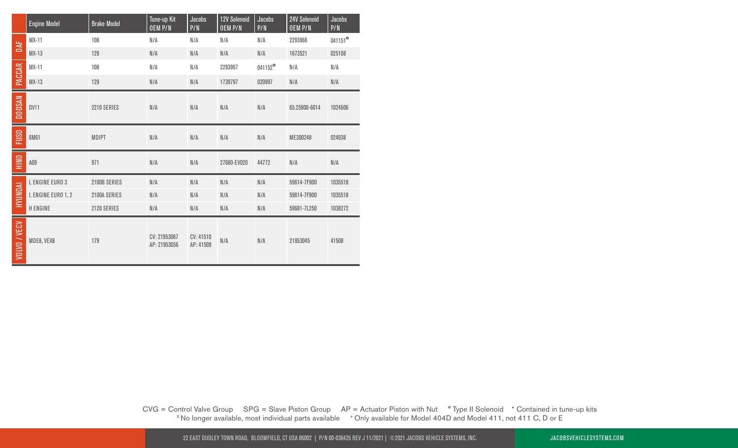| | Engine Model | Brake Model | Tune-up Kit OEM P/N | Jacobs P/N | 12V Solenoid OEM P/N | Jacobs P/N | 24V Solenoid OEM P/N | Jacobs P/N |
|---|---|---|---|---|---|---|---|---|
| DAF | MX-11 | 108 | N/A | N/A | N/A | N/A | 2293966 | 041151° |
| | MX-13 | 129 | N/A | N/A | N/A | N/A | 1673521 | 025108 |
| PACCAR | MX-11 | 108 | N/A | N/A | 2293967 | 041152° | N/A | N/A |
| | MX-13 | 129 | N/A | N/A | 1739797 | 020997 | N/A | N/A |
| DOOSAN | DV11 | 2210 SERIES | N/A | N/A | N/A | N/A | 65.25900-6014 | 1024606 |
| FUSO | 6M61 | MDIPT | N/A | N/A | N/A | N/A | ME300248 | 024938 |
| HINO | A09 | 971 | N/A | N/A | 27680-EV020 | 44772 | N/A | N/A |
| HYUNDAI | L ENGINE EURO 3 | 2100B SERIES | N/A | N/A | N/A | N/A | 59614-7F900 | 1035518 |
| | L ENGINE EURO 1, 2 | 2100A SERIES | N/A | N/A | N/A | N/A | 59614-7F900 | 1035518 |
| | H ENGINE | 2120 SERIES | N/A | N/A | N/A | N/A | 59681-7L250 | 1038272 |
| VOLVO / VECV | MDE8, VEX8 | 179 | CV: 21953067 AP: 21953056 | CV: 41510 AP: 41509 | N/A | N/A | 21953045 | 41508 |

CVG = Control Valve Group    SPG = Slave Piston Group    AP = Actuator Piston with Nut    ° Type II Solenoid    * Contained in tune-up kits
[x] No longer available, most individual parts available    + Only available for Model 404D and Model 411, not 411 C, D or E

22 EAST DUDLEY TOWN ROAD, BLOOMFIELD, CT USA 06002 | P/N 00-036425 REV J 11/2021 | ©2021 JACOBS VEHICLE SYSTEMS, INC.

JACOBSVEHICLESYSTEMS.COM